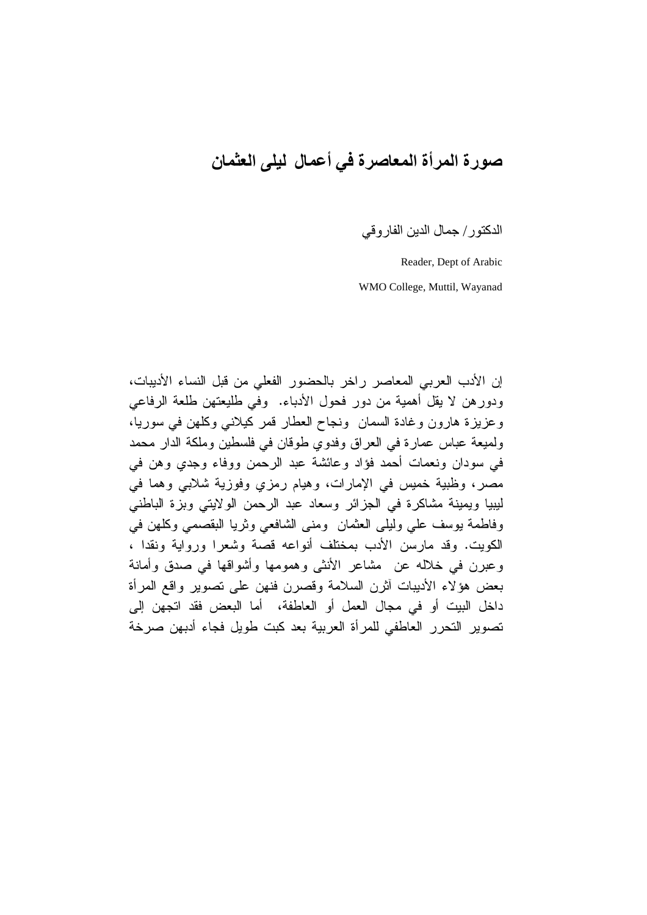# صورة المرأة المعاصرة في أعمال ليلى العثمان

الدكتور/ جمال الدين الفاروقي

Reader, Dept of Arabic

WMO College, Muttil, Wayanad

إن الأدب العربي المعاصر راخر بالحضور الفعلي من قبل النساء الأديبات، ودورهن لا يقل أهمية من دور فحول الأدباء. وفي طليعتهن طلعة الرفاعي وعزيزة هارون وغادة السمان ونجاح العطار قمر كيلاني وكلهن في سوريا، ولميعة عباس عمارة في العراق وفدوي طوقان في فلسطين وملكة الدار محمد في سودان ونعمات أحمد فؤاد وعائشة عبد الرحمن ووفاء وجدي وهن في مصر، وظبية خميس في الإمارات، وهيام رمزي وفوزية شلابي وهما في ليبيا ويمينة مشاكرة في الجزائر وسعاد عبد الرحمن الولايتي وبزة الباطني وفاطمة يوسف علي وليلى العثمان ومنى الشافعي وثريا البقصمي وكلهن في الكويت. وقد مارسن الأدب بمختلف أنواعه قصة وشعرا ورواية ونقدا ، وعبرن في خلاله عن مشاعر الأنثى وهمومها وأشواقها في صدق وأمانة بعض هؤلاء الأديبات آثرن السلامة وقصرن فنهن على تصوير واقع المرأة داخل البيت أو في مجال العمل أو العاطفة، أما البعض فقد اتجهن إلى تصوير التحرر العاطفي للمرأة العربية بعد كبت طويل فجاء أدبهن صرخة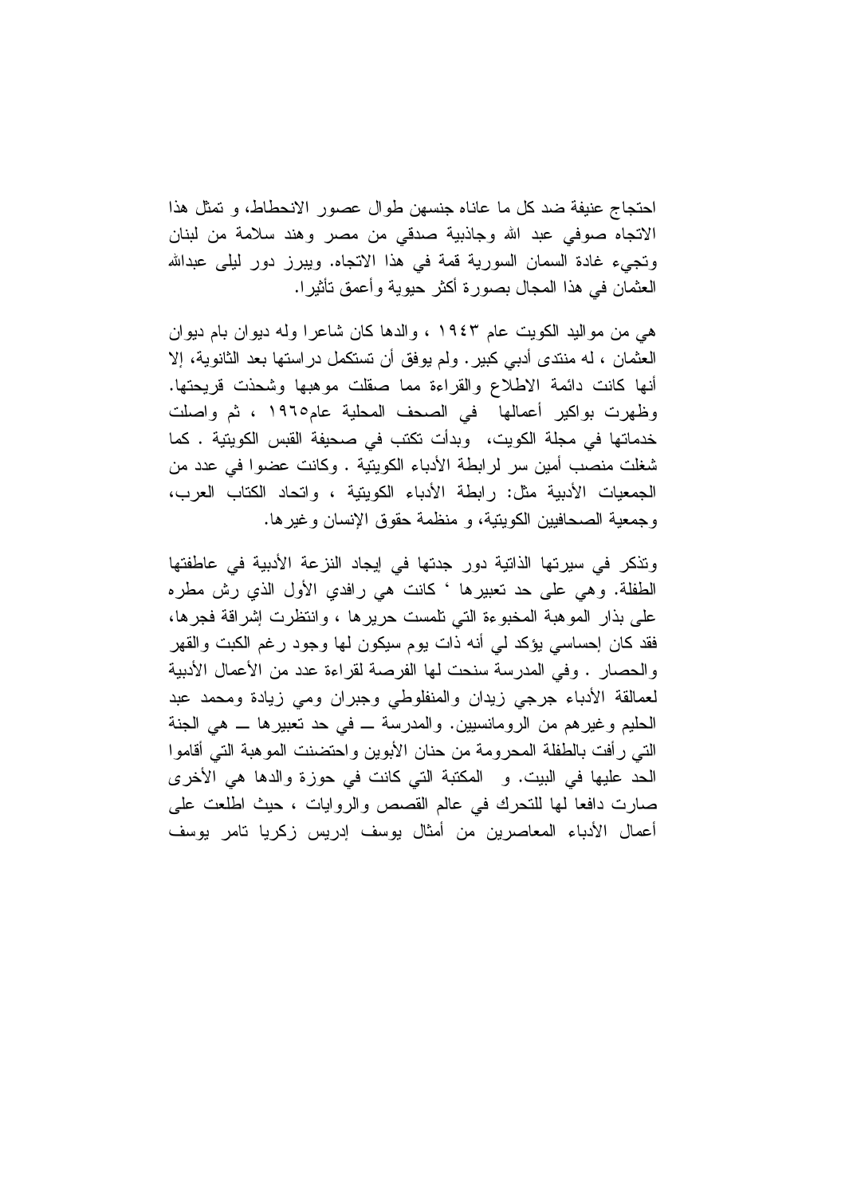احتجاج عنيفة ضد كل ما عاناه جنسهن طوال عصور الانحطاط، و تمثل هذا الاتجاه صوفي عبد الله وجاذبية صدقي من مصر وهند سلامة من لبنان وتجيء غادة السمان السورية قمة في هذا الاتجاه. ويبرز دور ليلى عبدالله العثمان في هذا المجال بصورة أكثر حيوية وأعمق تأثيرا.

هي من مواليد الكويت عام ١٩٤٣ ، والدها كان شاعرا وله ديوان بام ديوان العثمان ، له منتدى أدبي كبير. ولم يوفق أن تستكمل دراستها بعد الثانوية، إلا أنها كانت دائمة الاطلاع والقراءة مما صقلت موهبها وشحذت قريحتها. وظهرت بواكير أعمالها في الصحف المحلية عام١٩٦٥ ، ثم واصلت خدماتها في مجلة الكويت، وبدأت تكتب في صحيفة القبس الكويتية . كما شغلت منصب أمين سر لرابطة الأدباء الكويتية . وكانت عضوا في عدد من الجمعيات الأدبية مثل: رابطة الأدباء الكويتية ، واتحاد الكتاب العرب، وجمعية الصحافيين الكويتية، و منظمة حقوق الإنسان وغيرها.

وتذكر في سيرتها الذاتية دور جدتها في إيجاد النزعة الأدبية في عاطفتها الطفلة. وهي على حد تعبيرها ' كانت هي رافدي الأول الذي رش مطره على بذار الموهبة المخبوءة التي تلمست حريرها ، وانتظرت إشراقة فجرها، فقد كان إحساسي يؤكد لي أنه ذات يوم سيكون لها وجود رغم الكبت والقهر والحصار . وفي المدرسة سنحت لها الفرصة لقراءة عدد من الأعمال الأدبية لعمالقة الأدباء جرجي زيدان والمنفلوطي وجبران ومي زيادة ومحمد عبد الحليم وغيرهم من الرومانسيين. والمدرسة ـــ في حد تعبيرها ـــ هي الجنة التي رأفت بالطفلة المحرومة من حنان الأبوين واحتضنت الموهبة التي أقاموا الحد عليها في البيت. و المكتبة التي كانت في حوزة والدها هي الأخرى صارت دافعا لها للتحرك في عالم القصص والروايات ، حيث اطلعت على أعمال الأدباء المعاصرين من أمثال يوسف إدريس زكريا تامر يوسف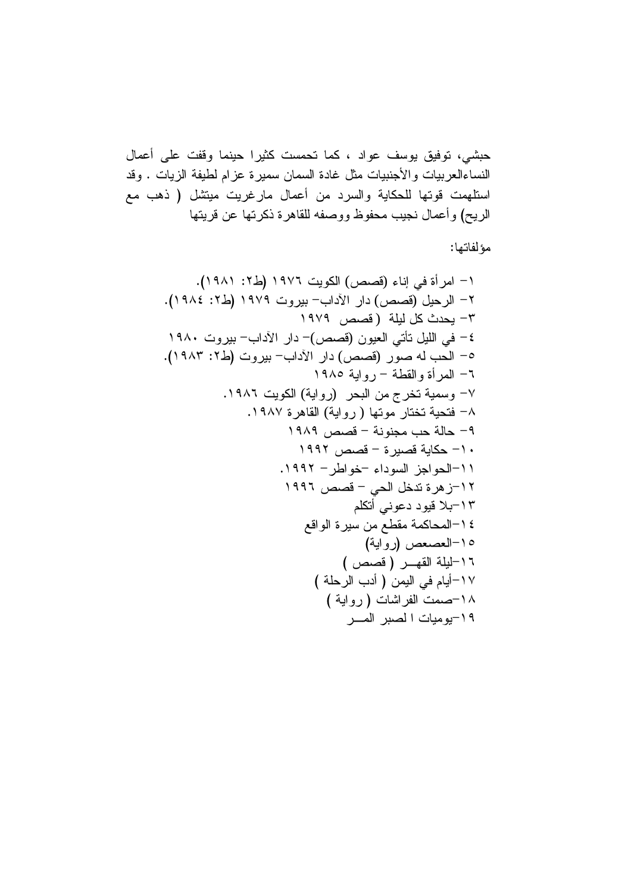حبشي، توفيق يوسف عواد ، كما تحمست كثيرا حينما وقفت على أعمال النساءالعربيات والأجنبيات مثل غادة السمان سميرة عزام لطيفة الزيات . وقد استلهمت قوتها للحكاية والسرد من أعمال مارغريت ميتشل ( ذهب مع الريح) وأعمال نجيب محفوظ ووصفه للقاهرة ذكرتها عن قريتها

مؤلفاتها:

١- امرأة في إناء (قصص) الكويت ١٩٧٦ (ط٢: ١٩٨١).
٢- الرحيل (قصص) دار الآداب- بيروت ١٩٧٩ (ط٢: ١٩٨٤).
٣- يحدث كل ليلة (قصص ١٩٧٩
٤- في الليل تأتي العيون (قصص)- دار الآداب- بيروت ١٩٨٠
٥- الحب له صور (قصص) دار الآداب- بيروت (ط٢: ١٩٨٣).
٦- المرأة والقطة - رواية ١٩٨٥
٧- وسمية تخرج من البحر (رواية) الكويت ١٩٨٦.
٨- فتحية تختار موتها ( رواية) القاهرة ١٩٨٧.
٩- حالة حب مجنونة - قصص ١٩٨٩
١٠- حكاية قصيرة - قصص ١٩٩٢
١١-الحواجز السوداء -خواطر- ١٩٩٢.
١٢-زهرة تدخل الحي - قصص ١٩٩٦
١٣-بلا قيود دعوني أتكلم
١٤-المحاكمة مقطع من سيرة الواقع
١٥-العصعص (رواية)
١٦-ليلة القهـر ( قصص )
١٧-أيام في اليمن ( أدب الرحلة )
١٨-صمت الفراشات ( رواية )
١٩-يوميات ا لصبر المـر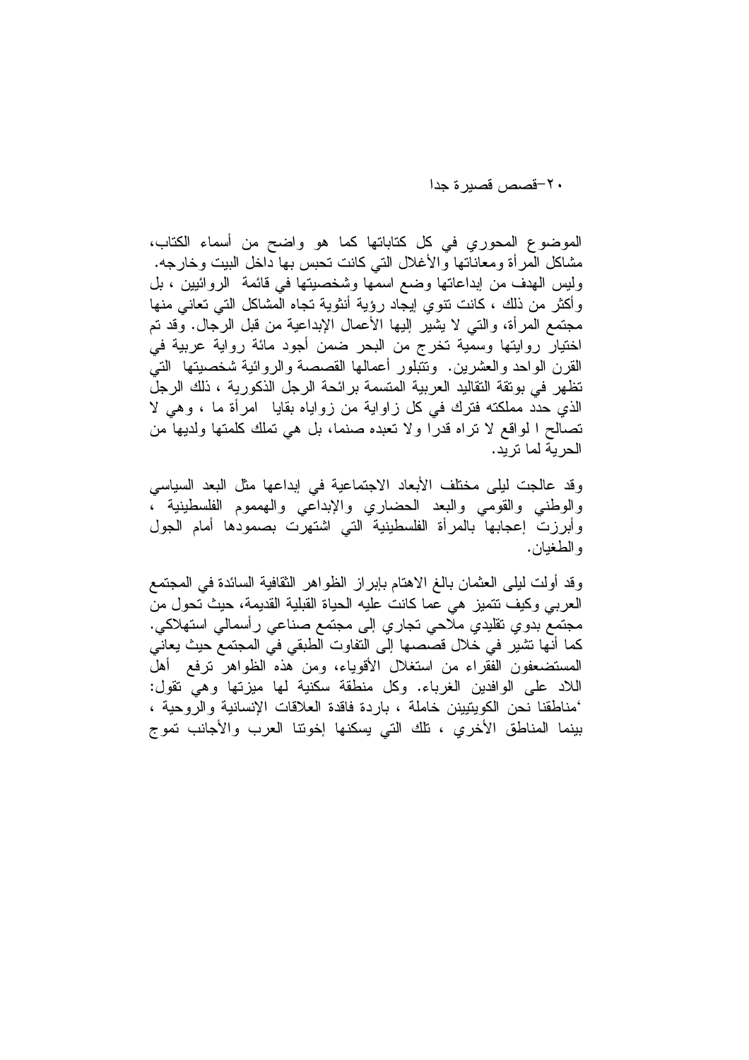٢٠-قصص قصيرة جدا

الموضوع المحوري في كل كتاباتها كما هو واضح من أسماء الكتاب، مشاكل المرأة ومعاناتها والأغلال التي كانت تحبس بها داخل البيت وخارجه. وليس الهدف من إبداعاتها وضع اسمها وشخصيتها في قائمة الروائيين ، بل وأكثر من ذلك ، كانت تنوي إيجاد رؤية أنثوية تجاه المشاكل التي تعاني منها مجتمع المرأة، والتي لا يشير إليها الأعمال الإبداعية من قبل الرجال. وقد تم اختيار روايتها وسمية تخرج من البحر ضمن أجود مائة رواية عربية في القرن الواحد والعشرين. وتتبلور أعمالها القصصة والروائية شخصيتها التي تظهر في بوتقة التقاليد العربية المتسمة برائحة الرجل الذكورية ، ذلك الرجل الذي حدد مملكته فترك في كل زاوية من زواياه بقايا امرأة ما ، وهي لا تصالح ا لواقع لا تراه قدرا ولا تعبده صنما، بل هي تملك كلمتها ولديها من الحرية لما تريد.

وقد عالجت ليلى مختلف الأبعاد الاجتماعية في إبداعها مثل البعد السياسي والوطني والقومي والبعد الحضاري والإبداعي والهمموم الفلسطينية ، وأبرزت إعجابها بالمرأة الفلسطينية التي اشتهرت بصمودها أمام الجول والطغيان.

وقد أولت ليلى العثمان بالغ الاهتام بإبراز الظواهر الثقافية السائدة في المجتمع العربي وكيف تتميز هي عما كانت عليه الحياة القبلية القديمة، حيث تحول من مجتمع بدوي تقليدي ملاحي تجاري إلى مجتمع صناعي رأسمالي استهلاكي. كما أنها تشير في خلال قصصها إلى التفاوت الطبقي في المجتمع حيث يعاني المستضعفون الفقراء من استغلال الأقوياء، ومن هذه الظواهر ترفع أهل اللاد على الوافدين الغرباء. وكل منطقة سكنية لها ميزتها وهي تقول: 'مناطقنا نحن الكويتيين خاملة ، باردة فاقدة العلاقات الإنسانية والروحية ، بينما المناطق الأخري ، تلك التي يسكنها إخوتنا العرب والأجانب تموج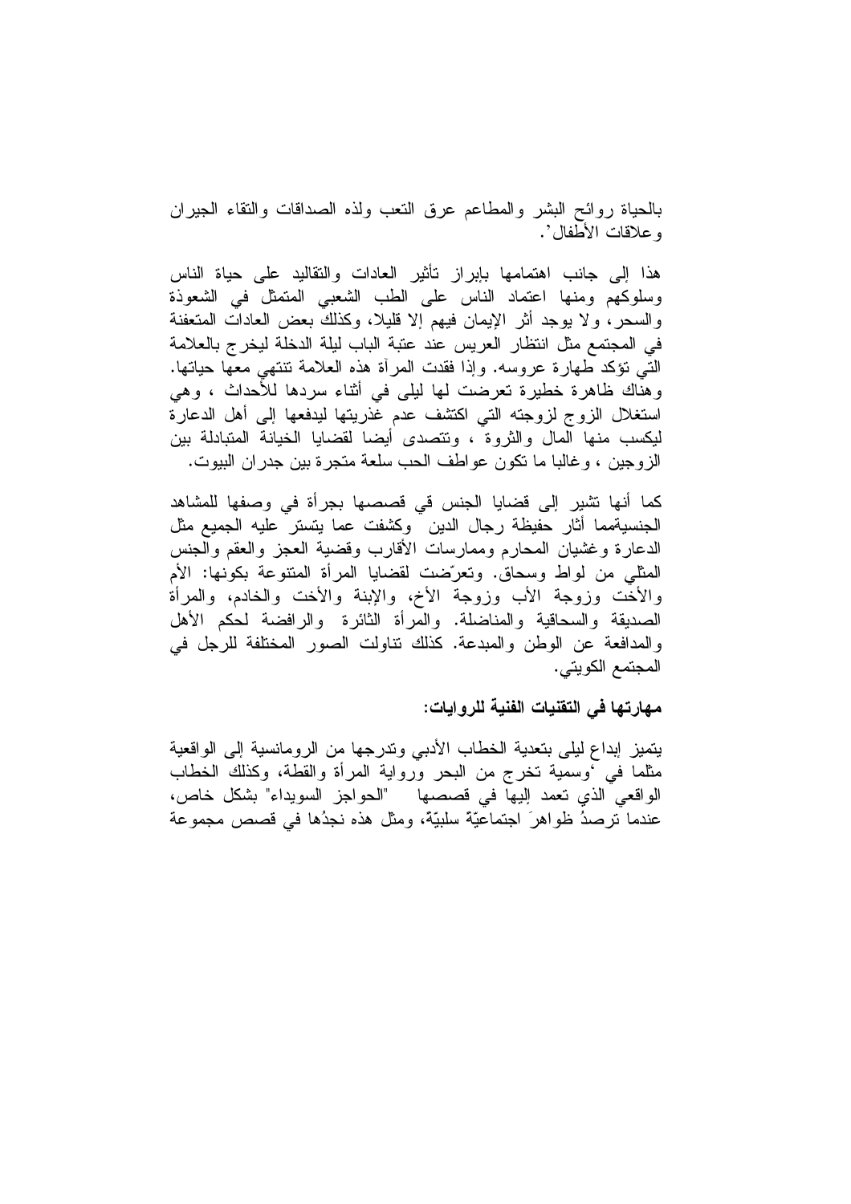بالحياة روائح البشر والمطاعم عرق التعب ولذه الصداقات والتقاء الجيران وعلاقات الأطفال'.

هذا إلى جانب اهتمامها بإبراز تأثير العادات والتقاليد على حياة الناس وسلوكهم ومنها اعتماد الناس على الطب الشعبي المتمثل في الشعوذة والسحر، ولا يوجد أثر الإيمان فيهم إلا قليلا، وكذلك بعض العادات المتعفنة في المجتمع مثل انتظار العريس عند عتبة الباب ليلة الدخلة ليخرج بالعلامة التي تؤكد طهارة عروسه. وإذا فقدت المرآة هذه العلامة تنتهي معها حياتها. وهناك ظاهرة خطيرة تعرضت لها ليلى في أثناء سردها للأحداث ، وهي استغلال الزوج لزوجته التي اكتشف عدم عذريتها ليدفعها إلى أهل الدعارة ليكسب منها المال والثروة ، وتتصدى أيضا لقضايا الخيانة المتبادلة بين الزوجين ، وغالبا ما تكون عواطف الحب سلعة متجرة بين جدران البيوت.

كما أنها تشير إلى قضايا الجنس قي قصصها بجرأة في وصفها للمشاهد الجنسيةمما أثار حفيظة رجال الدين وكشفت عما يتستر عليه الجميع مثل الدعارة وغشيان المحارم وممارسات الأقارب وقضية العجز والعقم والجنس المثلي من لواط وسحاق. وتعرّضت لقضايا المرأة المتنوعة بكونها: الأم والأخت وزوجة الأب وزوجة الأخ، والإبنة والأخت والخادم، والمرأة الصديقة والسحاقية والمناضلة. والمرأة الثائرة والرافضة لحكم الأهل والمدافعة عن الوطن والمبدعة. كذلك تناولت الصور المختلفة للرجل في المجتمع الكويتي.

**مهارتها في التقنيات الفنية للروايات:**

يتميز إبداع ليلى بتعدية الخطاب الأدبي وتدرجها من الرومانسية إلى الواقعية مثلما في 'وسمية تخرج من البحر ورواية المرأة والقطة، وكذلك الخطاب الواقعي الذي تعمد إليها في قصصها "الحواجز السويداء" بشكل خاص، عندما ترصدُ ظواهرَ اجتماعيّة سلبيّة، ومثل هذه نجدُها في قصص مجموعة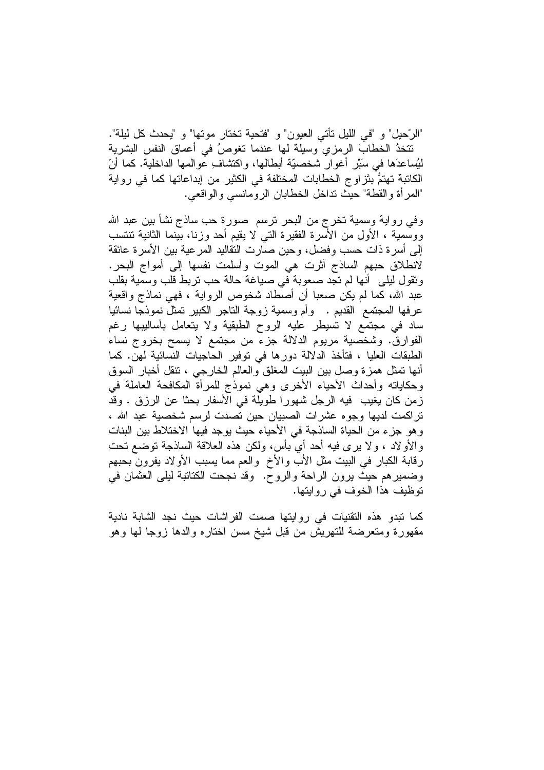"الرّحيل" و "في الليل تأتي العيون" و "فتحية تختار موتها" و "يحدث كل ليلة".
تتخذُ الخطابَ الرمزي وسيلة لها عندما تغوصُ في أعماق النفس البشرية ليُساعدَها في سَبْرِ أغوار شخصيّة أبطالها، واكتشافِ عوالمها الداخلية. كما أنّ الكاتبة تهتمُّ بتَزاوج الخطابات المختلفة في الكثير من إبداعاتها كما في رواية "المرأة والقطة" حيث تداخل الخطابان الرومانسي والواقعي.

وفي رواية وسمية تخرج من البحر ترسم صورة حب ساذج نشأ بين عبد الله ووسمية ، الأول من الأسرة الفقيرة التي لا يقيم أحد وزنا، بينما الثانية تنتسب إلى أسرة ذات حسب وفضل، وحين صارت التقاليد المرعية بين الأسرة عائقة لانطلاق حبهم الساذج آثرت هي الموت وأسلمت نفسها إلى أمواج البحر. وتقول ليلى أنها لم تجد صعوبة في صياغة حالة حب تربط قلب وسمية بقلب عبد الله، كما لم يكن صعبا أن أصطاد شخوص الرواية ، فهي نماذج واقعية عرفها المجتمع القديم . وأم وسمية زوجة التاجر الكبير تمثل نموذجا نسائيا ساد في مجتمع لا تسيطر عليه الروح الطبقية ولا يتعامل بأساليبها رغم الفوارق. وشخصية مريوم الدلالة جزء من مجتمع لا يسمح بخروج نساء الطبقات العليا ، فتأخذ الدلالة دورها في توفير الحاجيات النسائية لهن. كما أنها تمثل همزة وصل بين البيت المغلق والعالم الخارجي ، تنقل أخبار السوق وحكاياته وأحداث الأحياء الأخرى وهي نموذج للمرأة المكافحة العاملة في زمن كان يغيب فيه الرجل شهورا طويلة في الأسفار بحثا عن الرزق . وقد تراكمت لديها وجوه عشرات الصبيان حين تصدت لرسم شخصية عبد الله ، وهو جزء من الحياة الساذجة في الأحياء حيث يوجد فيها الاختلاط بين البنات والأولاد ، ولا يرى فيه أحد أي بأس، ولكن هذه العلاقة الساذجة توضع تحت رقابة الكبار في البيت مثل الأب والأخ والعم مما يسبب الأولاد يفرون بحبهم وضميرهم حيث يرون الراحة والروح. وقد نجحت الكاتبة ليلى العثمان في توظيف هذا الخوف في روايتها.

كما تبدو هذه التقنيات في روايتها صمت الفراشات حيث نجد الشابة نادية مقهورة ومتعرضة للتهريش من قبل شيخ مسن اختاره والدها زوجا لها وهو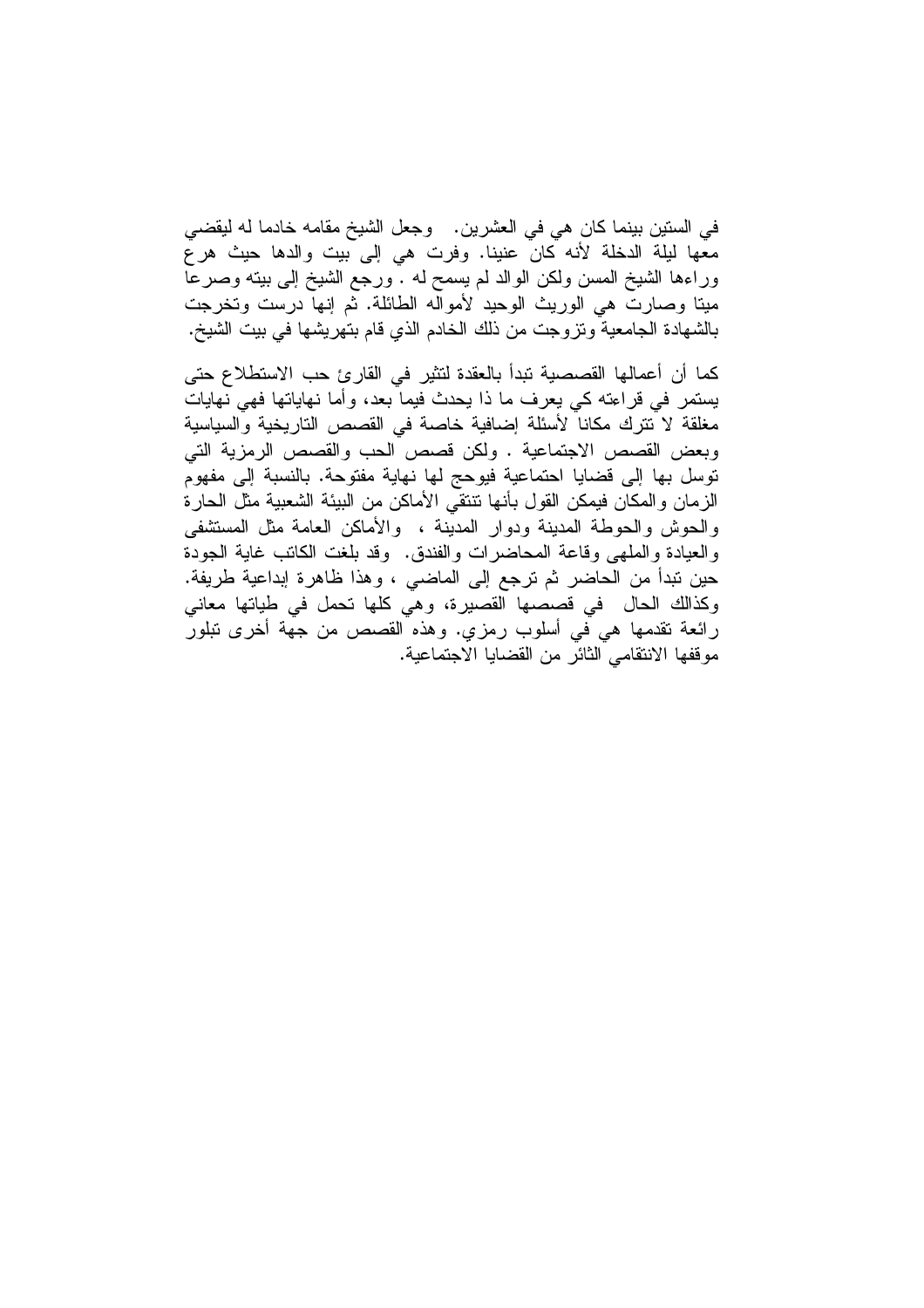في الستين بينما كان هي في العشرين. وجعل الشيخ مقامه خادما له ليقضي معها ليلة الدخلة لأنه كان عنينا. وفرت هي إلى بيت والدها حيث هرع وراءها الشيخ المسن ولكن الوالد لم يسمح له . ورجع الشيخ إلى بيته وصرعا ميتا وصارت هي الوريث الوحيد لأمواله الطائلة. ثم إنها درست وتخرجت بالشهادة الجامعية وتزوجت من ذلك الخادم الذي قام بتهريشها في بيت الشيخ.

كما أن أعمالها القصصية تبدأ بالعقدة لتثير في القارئ حب الاستطلاع حتى يستمر في قراءته كي يعرف ما ذا يحدث فيما بعد، وأما نهاياتها فهي نهايات مغلقة لا تترك مكانا لأسئلة إضافية خاصة في القصص التاريخية والسياسية وبعض القصص الاجتماعية . ولكن قصص الحب والقصص الرمزية التي توسل بها إلى قضايا احتماعية فيوحج لها نهاية مفتوحة. بالنسبة إلى مفهوم الزمان والمكان فيمكن القول بأنها تنتقي الأماكن من البيئة الشعبية مثل الحارة والحوش والحوطة المدينة ودوار المدينة ، والأماكن العامة مثل المستشفى والعيادة والملهى وقاعة المحاضرات والفندق. وقد بلغت الكاتب غاية الجودة حين تبدأ من الحاضر ثم ترجع إلى الماضي ، وهذا ظاهرة إبداعية طريفة. وكذالك الحال في قصصها القصيرة، وهي كلها تحمل في طياتها معاني رائعة تقدمها هي في أسلوب رمزي. وهذه القصص من جهة أخرى تبلور موقفها الانتقامي الثائر من القضايا الاجتماعية.